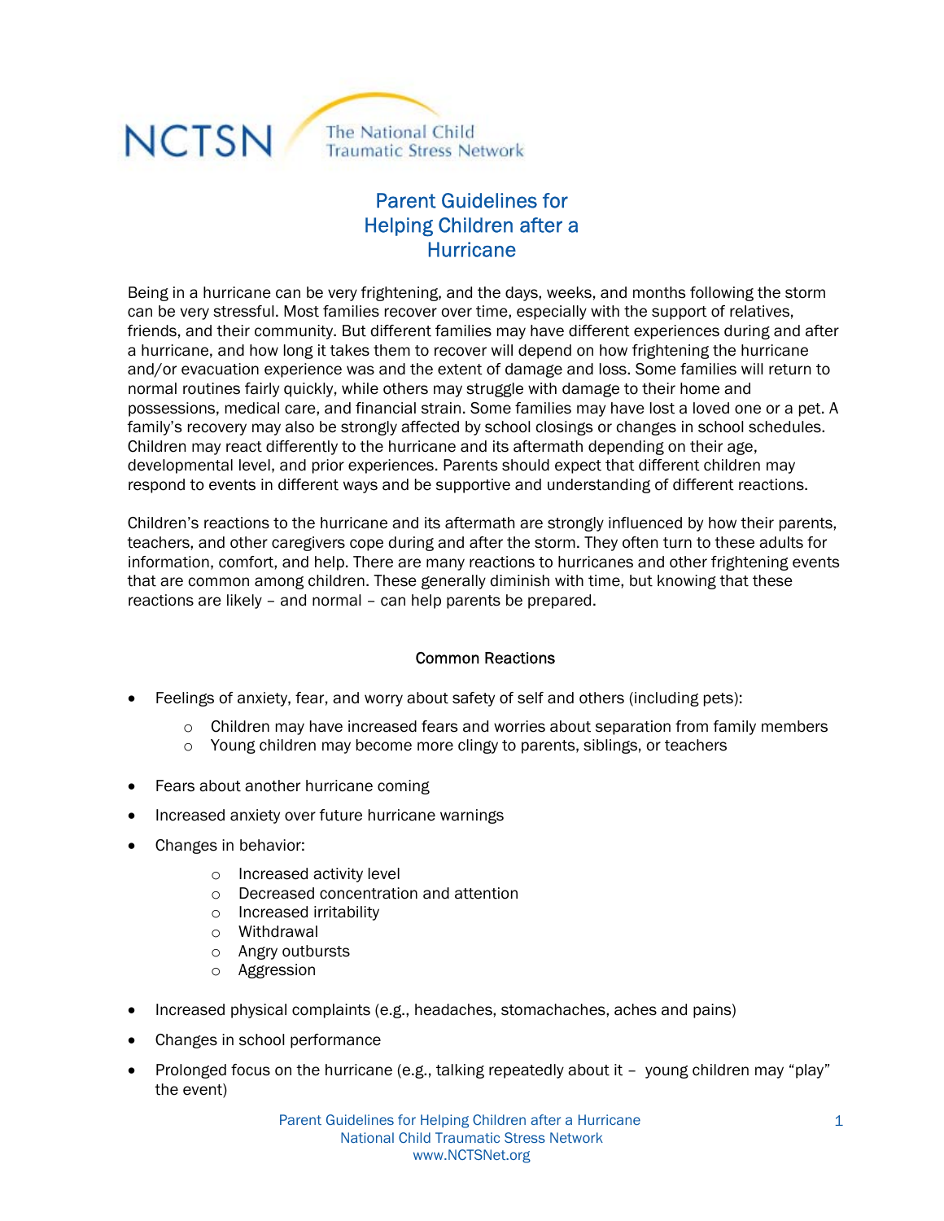NCTSN The National Child Traumatic Stress Network

# Parent Guidelines for Helping Children after a Hurricane

Being in a hurricane can be very frightening, and the days, weeks, and months following the storm can be very stressful. Most families recover over time, especially with the support of relatives, friends, and their community. But different families may have different experiences during and after a hurricane, and how long it takes them to recover will depend on how frightening the hurricane and/or evacuation experience was and the extent of damage and loss. Some families will return to normal routines fairly quickly, while others may struggle with damage to their home and possessions, medical care, and financial strain. Some families may have lost a loved one or a pet. A family's recovery may also be strongly affected by school closings or changes in school schedules. Children may react differently to the hurricane and its aftermath depending on their age, developmental level, and prior experiences. Parents should expect that different children may respond to events in different ways and be supportive and understanding of different reactions.

Children's reactions to the hurricane and its aftermath are strongly influenced by how their parents, teachers, and other caregivers cope during and after the storm. They often turn to these adults for information, comfort, and help. There are many reactions to hurricanes and other frightening events that are common among children. These generally diminish with time, but knowing that these reactions are likely – and normal – can help parents be prepared.

## Common Reactions

- Feelings of anxiety, fear, and worry about safety of self and others (including pets):
  - Children may have increased fears and worries about separation from family members
  - Young children may become more clingy to parents, siblings, or teachers
- Fears about another hurricane coming
- Increased anxiety over future hurricane warnings
- Changes in behavior:
  - Increased activity level
  - Decreased concentration and attention
  - Increased irritability
  - Withdrawal
  - Angry outbursts
  - Aggression
- Increased physical complaints (e.g., headaches, stomachaches, aches and pains)
- Changes in school performance
- Prolonged focus on the hurricane (e.g., talking repeatedly about it – young children may "play" the event)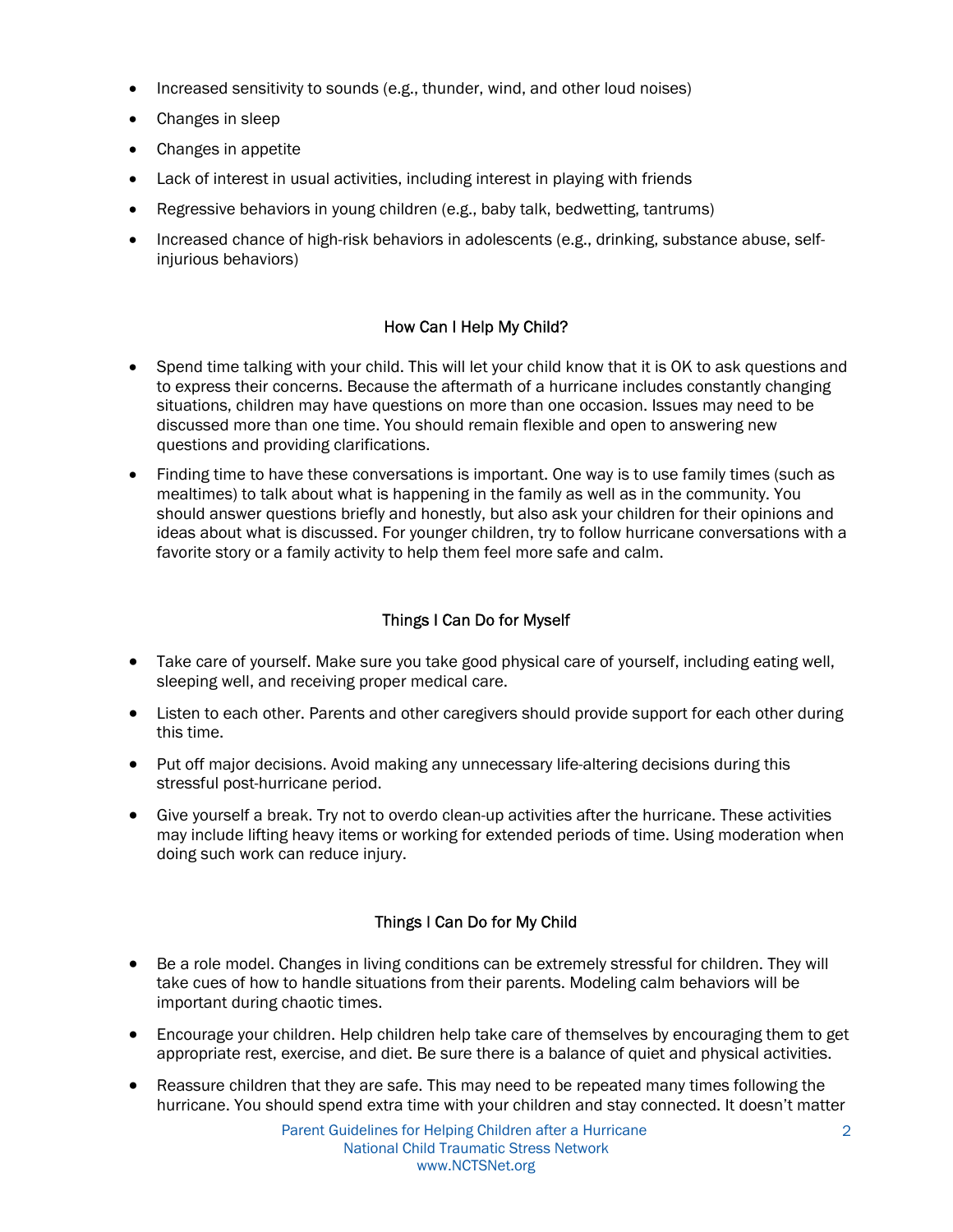- Increased sensitivity to sounds (e.g., thunder, wind, and other loud noises)
- Changes in sleep
- Changes in appetite
- Lack of interest in usual activities, including interest in playing with friends
- Regressive behaviors in young children (e.g., baby talk, bedwetting, tantrums)
- Increased chance of high-risk behaviors in adolescents (e.g., drinking, substance abuse, self-injurious behaviors)

## How Can I Help My Child?

- Spend time talking with your child. This will let your child know that it is OK to ask questions and to express their concerns. Because the aftermath of a hurricane includes constantly changing situations, children may have questions on more than one occasion. Issues may need to be discussed more than one time. You should remain flexible and open to answering new questions and providing clarifications.
- Finding time to have these conversations is important. One way is to use family times (such as mealtimes) to talk about what is happening in the family as well as in the community. You should answer questions briefly and honestly, but also ask your children for their opinions and ideas about what is discussed. For younger children, try to follow hurricane conversations with a favorite story or a family activity to help them feel more safe and calm.

## Things I Can Do for Myself

- Take care of yourself. Make sure you take good physical care of yourself, including eating well, sleeping well, and receiving proper medical care.
- Listen to each other. Parents and other caregivers should provide support for each other during this time.
- Put off major decisions. Avoid making any unnecessary life-altering decisions during this stressful post-hurricane period.
- Give yourself a break. Try not to overdo clean-up activities after the hurricane. These activities may include lifting heavy items or working for extended periods of time. Using moderation when doing such work can reduce injury.

## Things I Can Do for My Child

- Be a role model. Changes in living conditions can be extremely stressful for children. They will take cues of how to handle situations from their parents. Modeling calm behaviors will be important during chaotic times.
- Encourage your children. Help children help take care of themselves by encouraging them to get appropriate rest, exercise, and diet. Be sure there is a balance of quiet and physical activities.
- Reassure children that they are safe. This may need to be repeated many times following the hurricane. You should spend extra time with your children and stay connected. It doesn't matter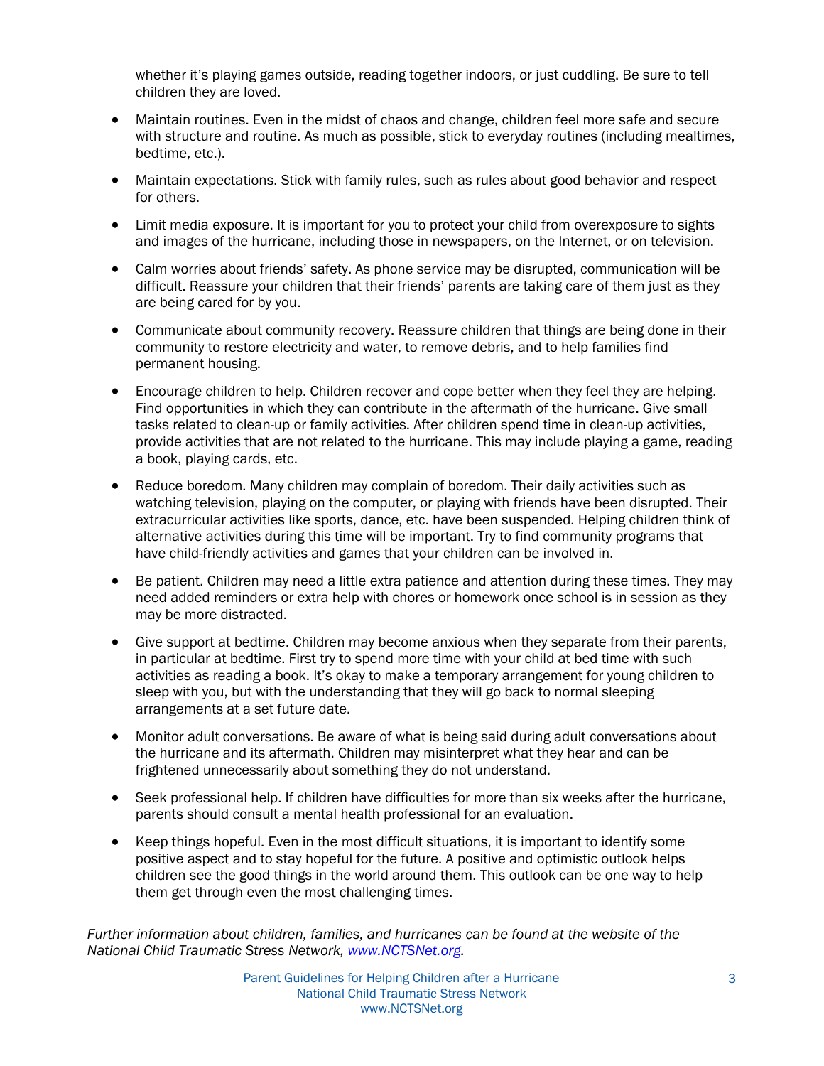whether it's playing games outside, reading together indoors, or just cuddling. Be sure to tell children they are loved.

- Maintain routines. Even in the midst of chaos and change, children feel more safe and secure with structure and routine. As much as possible, stick to everyday routines (including mealtimes, bedtime, etc.).
- Maintain expectations. Stick with family rules, such as rules about good behavior and respect for others.
- Limit media exposure. It is important for you to protect your child from overexposure to sights and images of the hurricane, including those in newspapers, on the Internet, or on television.
- Calm worries about friends' safety. As phone service may be disrupted, communication will be difficult. Reassure your children that their friends' parents are taking care of them just as they are being cared for by you.
- Communicate about community recovery. Reassure children that things are being done in their community to restore electricity and water, to remove debris, and to help families find permanent housing.
- Encourage children to help. Children recover and cope better when they feel they are helping. Find opportunities in which they can contribute in the aftermath of the hurricane. Give small tasks related to clean-up or family activities. After children spend time in clean-up activities, provide activities that are not related to the hurricane. This may include playing a game, reading a book, playing cards, etc.
- Reduce boredom. Many children may complain of boredom. Their daily activities such as watching television, playing on the computer, or playing with friends have been disrupted. Their extracurricular activities like sports, dance, etc. have been suspended. Helping children think of alternative activities during this time will be important. Try to find community programs that have child-friendly activities and games that your children can be involved in.
- Be patient. Children may need a little extra patience and attention during these times. They may need added reminders or extra help with chores or homework once school is in session as they may be more distracted.
- Give support at bedtime. Children may become anxious when they separate from their parents, in particular at bedtime. First try to spend more time with your child at bed time with such activities as reading a book. It's okay to make a temporary arrangement for young children to sleep with you, but with the understanding that they will go back to normal sleeping arrangements at a set future date.
- Monitor adult conversations. Be aware of what is being said during adult conversations about the hurricane and its aftermath. Children may misinterpret what they hear and can be frightened unnecessarily about something they do not understand.
- Seek professional help. If children have difficulties for more than six weeks after the hurricane, parents should consult a mental health professional for an evaluation.
- Keep things hopeful. Even in the most difficult situations, it is important to identify some positive aspect and to stay hopeful for the future. A positive and optimistic outlook helps children see the good things in the world around them. This outlook can be one way to help them get through even the most challenging times.

*Further information about children, families, and hurricanes can be found at the website of the National Child Traumatic Stress Network, [www.NCTSNet.org](http://www.NCTSNet.org).*